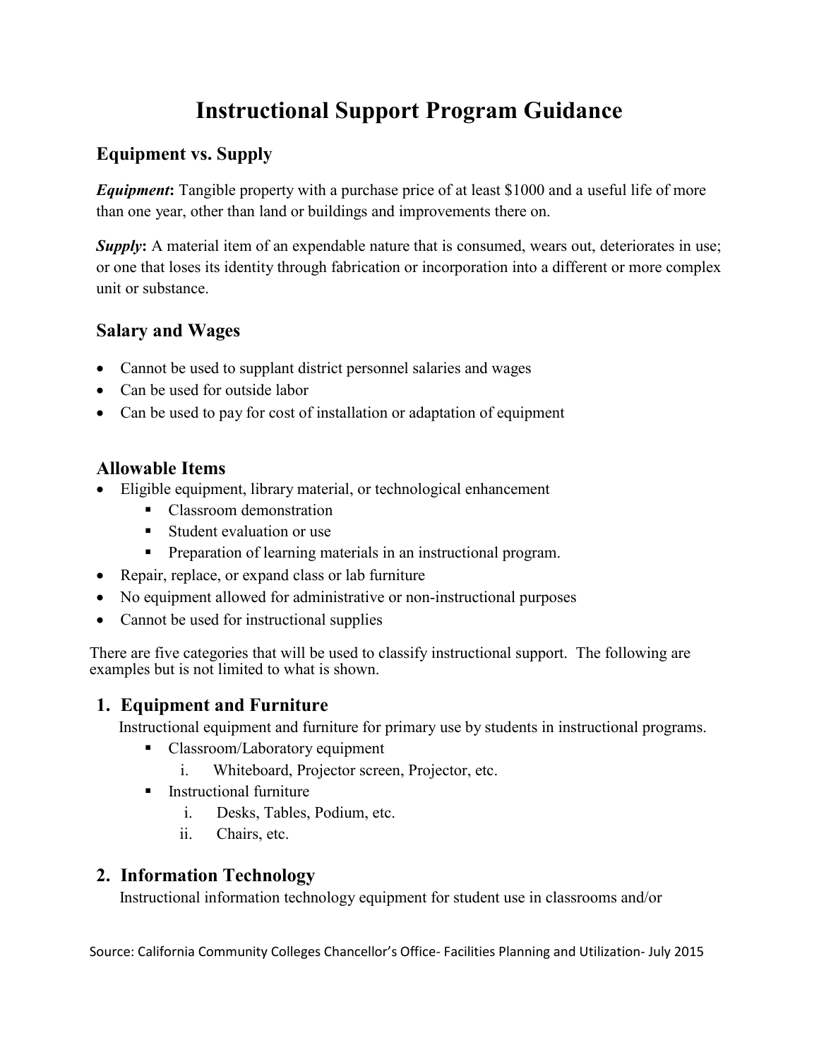# Instructional Support Program Guidance

## Equipment vs. Supply

***Equipment*:** Tangible property with a purchase price of at least $1000 and a useful life of more than one year, other than land or buildings and improvements there on.

***Supply*:** A material item of an expendable nature that is consumed, wears out, deteriorates in use; or one that loses its identity through fabrication or incorporation into a different or more complex unit or substance.

## Salary and Wages

- Cannot be used to supplant district personnel salaries and wages
- Can be used for outside labor
- Can be used to pay for cost of installation or adaptation of equipment

## Allowable Items

- Eligible equipment, library material, or technological enhancement
  - Classroom demonstration
  - Student evaluation or use
  - Preparation of learning materials in an instructional program.
- Repair, replace, or expand class or lab furniture
- No equipment allowed for administrative or non-instructional purposes
- Cannot be used for instructional supplies

There are five categories that will be used to classify instructional support. The following are examples but is not limited to what is shown.

### 1. Equipment and Furniture

Instructional equipment and furniture for primary use by students in instructional programs.

- Classroom/Laboratory equipment
  1. Whiteboard, Projector screen, Projector, etc.
- Instructional furniture
  1. Desks, Tables, Podium, etc.
  2. Chairs, etc.

### 2. Information Technology

Instructional information technology equipment for student use in classrooms and/or

Source: California Community Colleges Chancellor's Office- Facilities Planning and Utilization- July 2015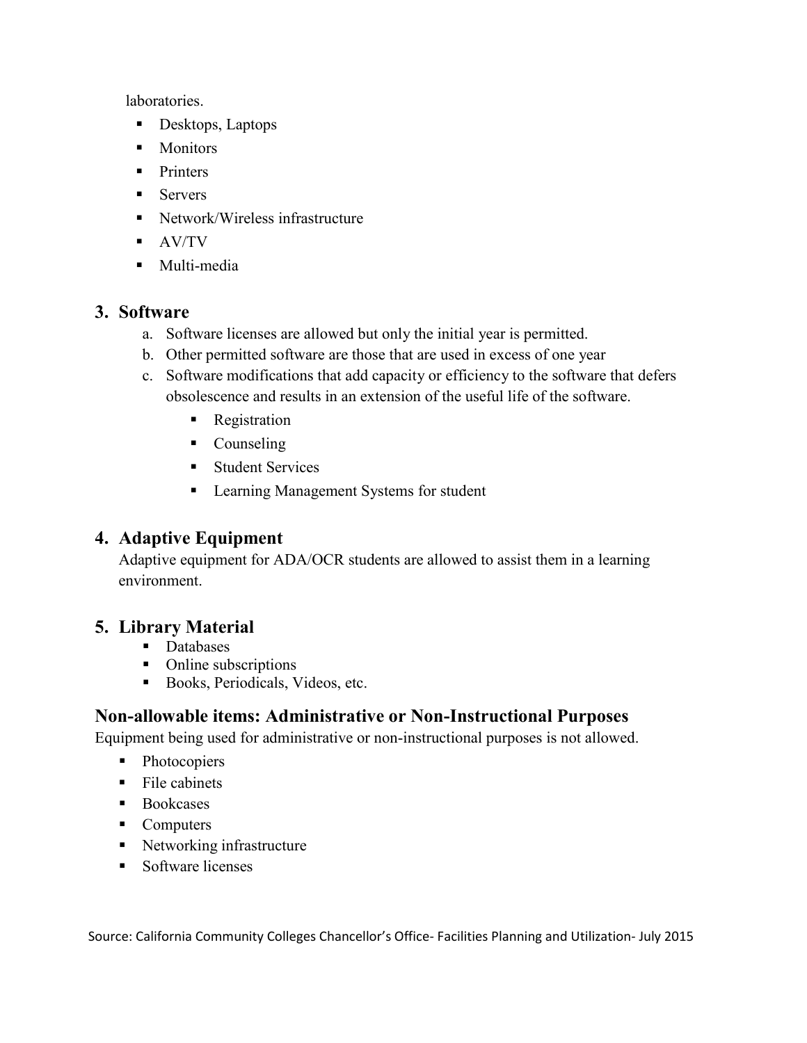laboratories.

- Desktops, Laptops
- Monitors
- Printers
- Servers
- Network/Wireless infrastructure
- AV/TV
- Multi-media

## 3. Software

a. Software licenses are allowed but only the initial year is permitted.
b. Other permitted software are those that are used in excess of one year
c. Software modifications that add capacity or efficiency to the software that defers obsolescence and results in an extension of the useful life of the software.
   - Registration
   - Counseling
   - Student Services
   - Learning Management Systems for student

## 4. Adaptive Equipment

Adaptive equipment for ADA/OCR students are allowed to assist them in a learning environment.

## 5. Library Material

- Databases
- Online subscriptions
- Books, Periodicals, Videos, etc.

## Non-allowable items: Administrative or Non-Instructional Purposes

Equipment being used for administrative or non-instructional purposes is not allowed.

- Photocopiers
- File cabinets
- Bookcases
- Computers
- Networking infrastructure
- Software licenses

Source: California Community Colleges Chancellor's Office- Facilities Planning and Utilization- July 2015